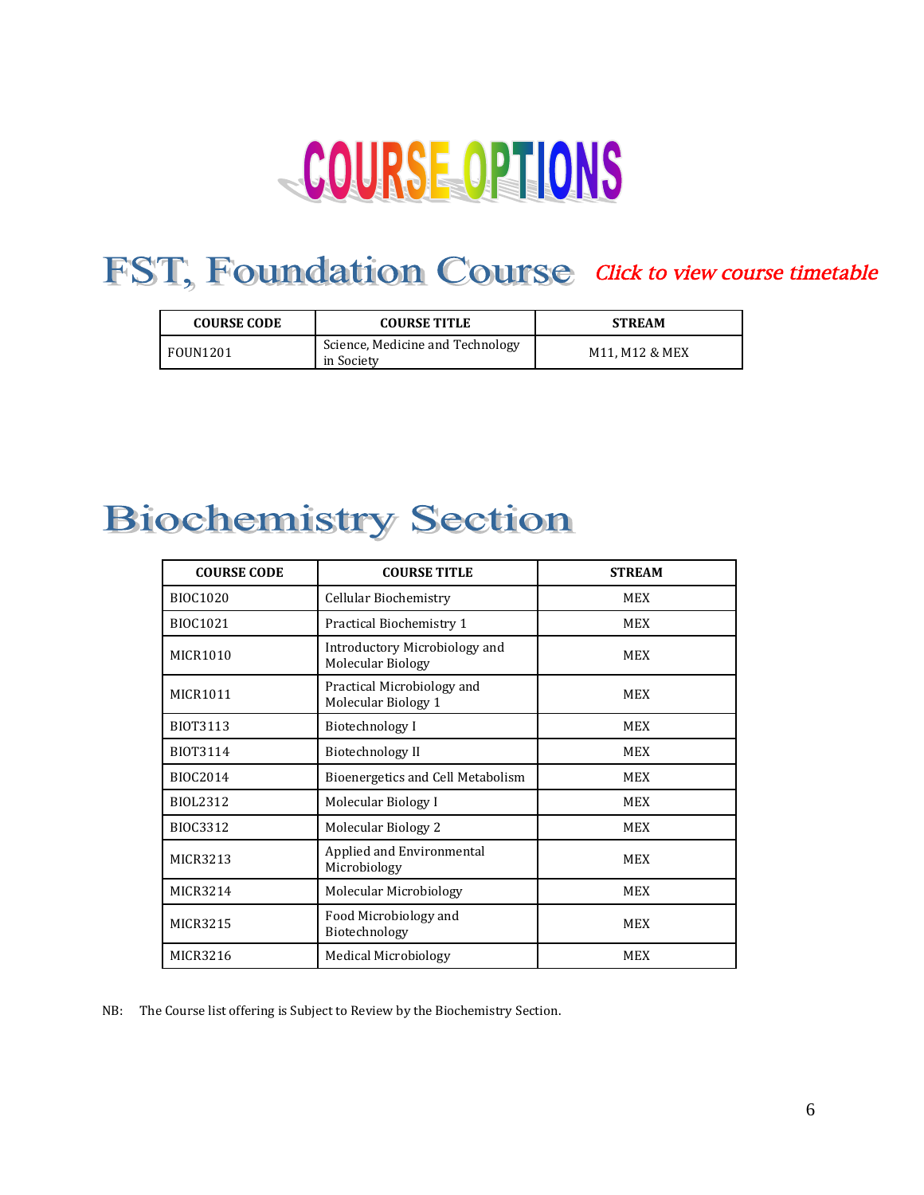# COURSE OPTIONS

## FST, Foundation Course

*Click to view course timetable*

| COURSE CODE | COURSE TITLE | STREAM |
|---|---|---|
| FOUN1201 | Science, Medicine and Technology in Society | M11, M12 & MEX |

## Biochemistry Section

| COURSE CODE | COURSE TITLE | STREAM |
|---|---|---|
| BIOC1020 | Cellular Biochemistry | MEX |
| BIOC1021 | Practical Biochemistry 1 | MEX |
| MICR1010 | Introductory Microbiology and Molecular Biology | MEX |
| MICR1011 | Practical Microbiology and Molecular Biology 1 | MEX |
| BIOT3113 | Biotechnology I | MEX |
| BIOT3114 | Biotechnology II | MEX |
| BIOC2014 | Bioenergetics and Cell Metabolism | MEX |
| BIOL2312 | Molecular Biology I | MEX |
| BIOC3312 | Molecular Biology 2 | MEX |
| MICR3213 | Applied and Environmental Microbiology | MEX |
| MICR3214 | Molecular Microbiology | MEX |
| MICR3215 | Food Microbiology and Biotechnology | MEX |
| MICR3216 | Medical Microbiology | MEX |

NB: The Course list offering is Subject to Review by the Biochemistry Section.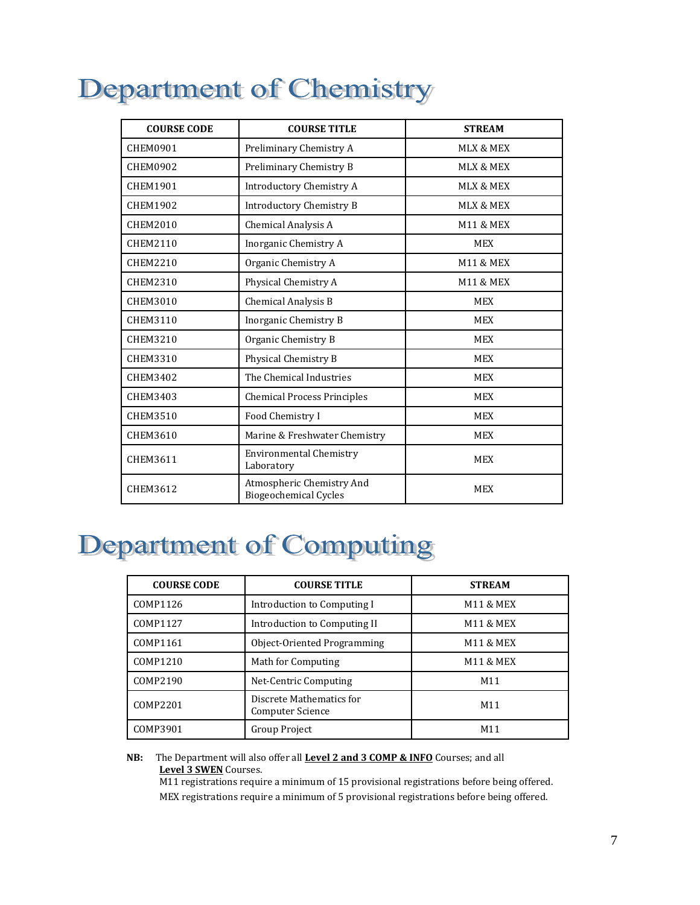# Department of Chemistry

| COURSE CODE | COURSE TITLE | STREAM |
|---|---|---|
| CHEM0901 | Preliminary Chemistry A | MLX & MEX |
| CHEM0902 | Preliminary Chemistry B | MLX & MEX |
| CHEM1901 | Introductory Chemistry A | MLX & MEX |
| CHEM1902 | Introductory Chemistry B | MLX & MEX |
| CHEM2010 | Chemical Analysis A | M11 & MEX |
| CHEM2110 | Inorganic Chemistry A | MEX |
| CHEM2210 | Organic Chemistry A | M11 & MEX |
| CHEM2310 | Physical Chemistry A | M11 & MEX |
| CHEM3010 | Chemical Analysis B | MEX |
| CHEM3110 | Inorganic Chemistry B | MEX |
| CHEM3210 | Organic Chemistry B | MEX |
| CHEM3310 | Physical Chemistry B | MEX |
| CHEM3402 | The Chemical Industries | MEX |
| CHEM3403 | Chemical Process Principles | MEX |
| CHEM3510 | Food Chemistry I | MEX |
| CHEM3610 | Marine & Freshwater Chemistry | MEX |
| CHEM3611 | Environmental Chemistry Laboratory | MEX |
| CHEM3612 | Atmospheric Chemistry And Biogeochemical Cycles | MEX |

# Department of Computing

| COURSE CODE | COURSE TITLE | STREAM |
|---|---|---|
| COMP1126 | Introduction to Computing I | M11 & MEX |
| COMP1127 | Introduction to Computing II | M11 & MEX |
| COMP1161 | Object-Oriented Programming | M11 & MEX |
| COMP1210 | Math for Computing | M11 & MEX |
| COMP2190 | Net-Centric Computing | M11 |
| COMP2201 | Discrete Mathematics for Computer Science | M11 |
| COMP3901 | Group Project | M11 |

**NB:** The Department will also offer all **Level 2 and 3 COMP & INFO** Courses; and all **Level 3 SWEN** Courses.
M11 registrations require a minimum of 15 provisional registrations before being offered.
MEX registrations require a minimum of 5 provisional registrations before being offered.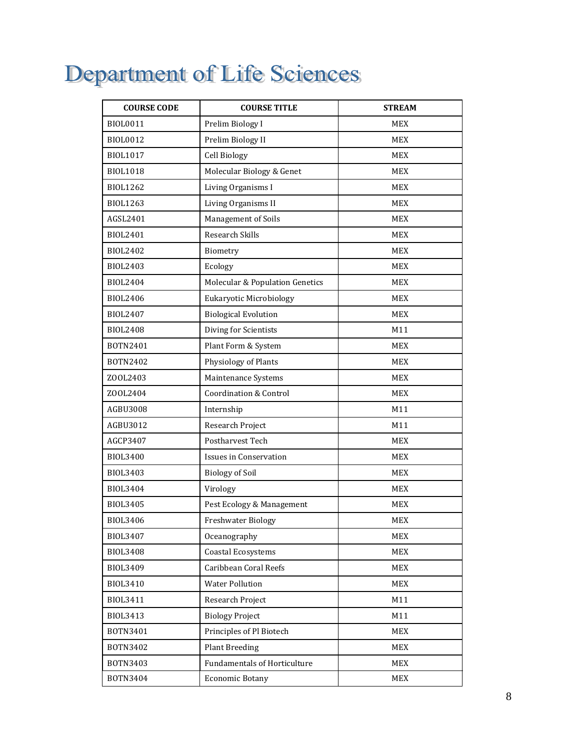# Department of Life Sciences

| COURSE CODE | COURSE TITLE | STREAM |
|---|---|---|
| BIOL0011 | Prelim Biology I | MEX |
| BIOL0012 | Prelim Biology II | MEX |
| BIOL1017 | Cell Biology | MEX |
| BIOL1018 | Molecular Biology & Genet | MEX |
| BIOL1262 | Living Organisms I | MEX |
| BIOL1263 | Living Organisms II | MEX |
| AGSL2401 | Management of Soils | MEX |
| BIOL2401 | Research Skills | MEX |
| BIOL2402 | Biometry | MEX |
| BIOL2403 | Ecology | MEX |
| BIOL2404 | Molecular & Population Genetics | MEX |
| BIOL2406 | Eukaryotic Microbiology | MEX |
| BIOL2407 | Biological Evolution | MEX |
| BIOL2408 | Diving for Scientists | M11 |
| BOTN2401 | Plant Form & System | MEX |
| BOTN2402 | Physiology of Plants | MEX |
| ZOOL2403 | Maintenance Systems | MEX |
| ZOOL2404 | Coordination & Control | MEX |
| AGBU3008 | Internship | M11 |
| AGBU3012 | Research Project | M11 |
| AGCP3407 | Postharvest Tech | MEX |
| BIOL3400 | Issues in Conservation | MEX |
| BIOL3403 | Biology of Soil | MEX |
| BIOL3404 | Virology | MEX |
| BIOL3405 | Pest Ecology & Management | MEX |
| BIOL3406 | Freshwater Biology | MEX |
| BIOL3407 | Oceanography | MEX |
| BIOL3408 | Coastal Ecosystems | MEX |
| BIOL3409 | Caribbean Coral Reefs | MEX |
| BIOL3410 | Water Pollution | MEX |
| BIOL3411 | Research Project | M11 |
| BIOL3413 | Biology Project | M11 |
| BOTN3401 | Principles of Pl Biotech | MEX |
| BOTN3402 | Plant Breeding | MEX |
| BOTN3403 | Fundamentals of Horticulture | MEX |
| BOTN3404 | Economic Botany | MEX |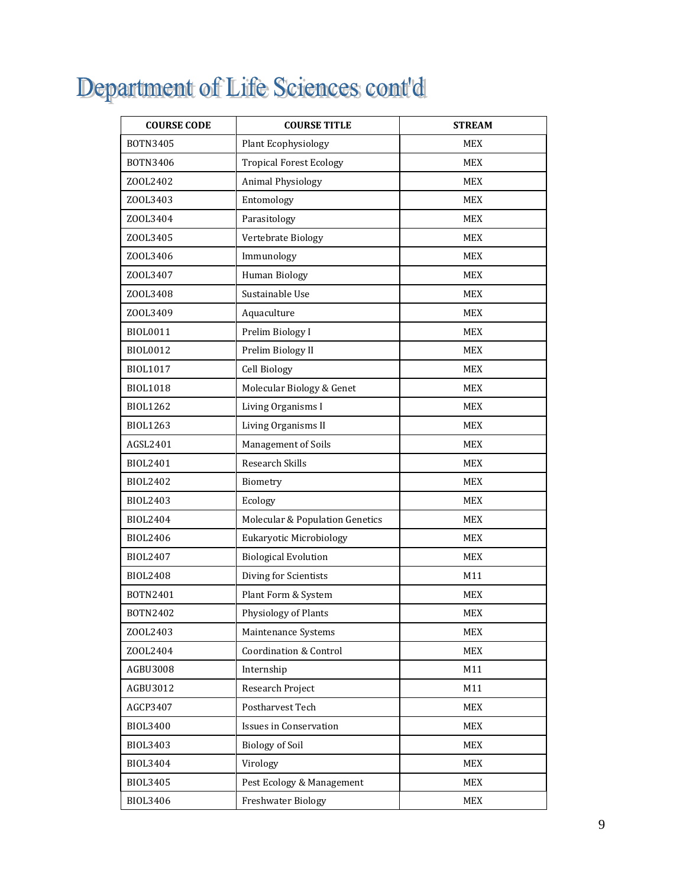# Department of Life Sciences cont'd

| COURSE CODE | COURSE TITLE | STREAM |
| --- | --- | --- |
| BOTN3405 | Plant Ecophysiology | MEX |
| BOTN3406 | Tropical Forest Ecology | MEX |
| ZOOL2402 | Animal Physiology | MEX |
| ZOOL3403 | Entomology | MEX |
| ZOOL3404 | Parasitology | MEX |
| ZOOL3405 | Vertebrate Biology | MEX |
| ZOOL3406 | Immunology | MEX |
| ZOOL3407 | Human Biology | MEX |
| ZOOL3408 | Sustainable Use | MEX |
| ZOOL3409 | Aquaculture | MEX |
| BIOL0011 | Prelim Biology I | MEX |
| BIOL0012 | Prelim Biology II | MEX |
| BIOL1017 | Cell Biology | MEX |
| BIOL1018 | Molecular Biology & Genet | MEX |
| BIOL1262 | Living Organisms I | MEX |
| BIOL1263 | Living Organisms II | MEX |
| AGSL2401 | Management of Soils | MEX |
| BIOL2401 | Research Skills | MEX |
| BIOL2402 | Biometry | MEX |
| BIOL2403 | Ecology | MEX |
| BIOL2404 | Molecular & Population Genetics | MEX |
| BIOL2406 | Eukaryotic Microbiology | MEX |
| BIOL2407 | Biological Evolution | MEX |
| BIOL2408 | Diving for Scientists | M11 |
| BOTN2401 | Plant Form & System | MEX |
| BOTN2402 | Physiology of Plants | MEX |
| ZOOL2403 | Maintenance Systems | MEX |
| ZOOL2404 | Coordination & Control | MEX |
| AGBU3008 | Internship | M11 |
| AGBU3012 | Research Project | M11 |
| AGCP3407 | Postharvest Tech | MEX |
| BIOL3400 | Issues in Conservation | MEX |
| BIOL3403 | Biology of Soil | MEX |
| BIOL3404 | Virology | MEX |
| BIOL3405 | Pest Ecology & Management | MEX |
| BIOL3406 | Freshwater Biology | MEX |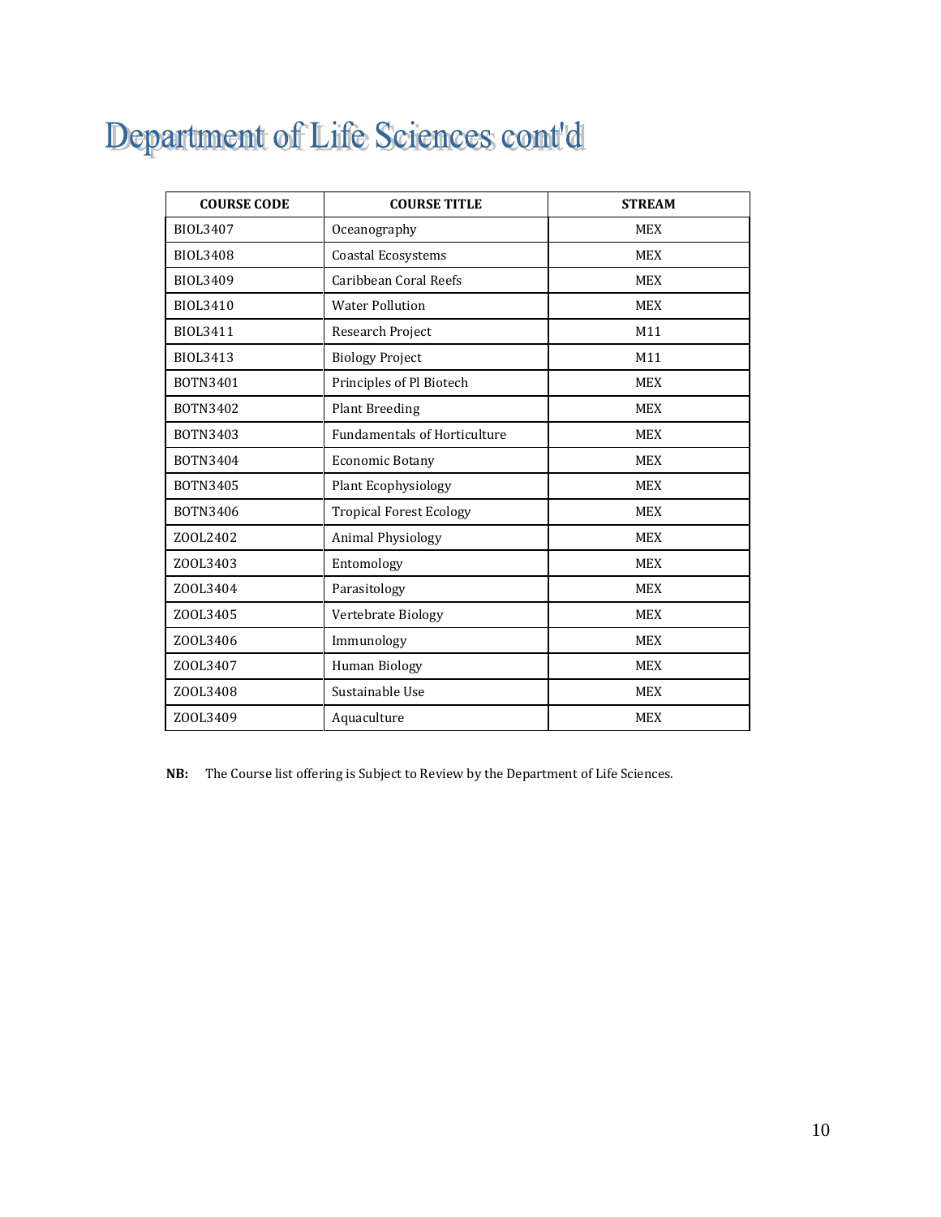# Department of Life Sciences cont'd

| COURSE CODE | COURSE TITLE | STREAM |
|---|---|---|
| BIOL3407 | Oceanography | MEX |
| BIOL3408 | Coastal Ecosystems | MEX |
| BIOL3409 | Caribbean Coral Reefs | MEX |
| BIOL3410 | Water Pollution | MEX |
| BIOL3411 | Research Project | M11 |
| BIOL3413 | Biology Project | M11 |
| BOTN3401 | Principles of Pl Biotech | MEX |
| BOTN3402 | Plant Breeding | MEX |
| BOTN3403 | Fundamentals of Horticulture | MEX |
| BOTN3404 | Economic Botany | MEX |
| BOTN3405 | Plant Ecophysiology | MEX |
| BOTN3406 | Tropical Forest Ecology | MEX |
| ZOOL2402 | Animal Physiology | MEX |
| ZOOL3403 | Entomology | MEX |
| ZOOL3404 | Parasitology | MEX |
| ZOOL3405 | Vertebrate Biology | MEX |
| ZOOL3406 | Immunology | MEX |
| ZOOL3407 | Human Biology | MEX |
| ZOOL3408 | Sustainable Use | MEX |
| ZOOL3409 | Aquaculture | MEX |

**NB:** The Course list offering is Subject to Review by the Department of Life Sciences.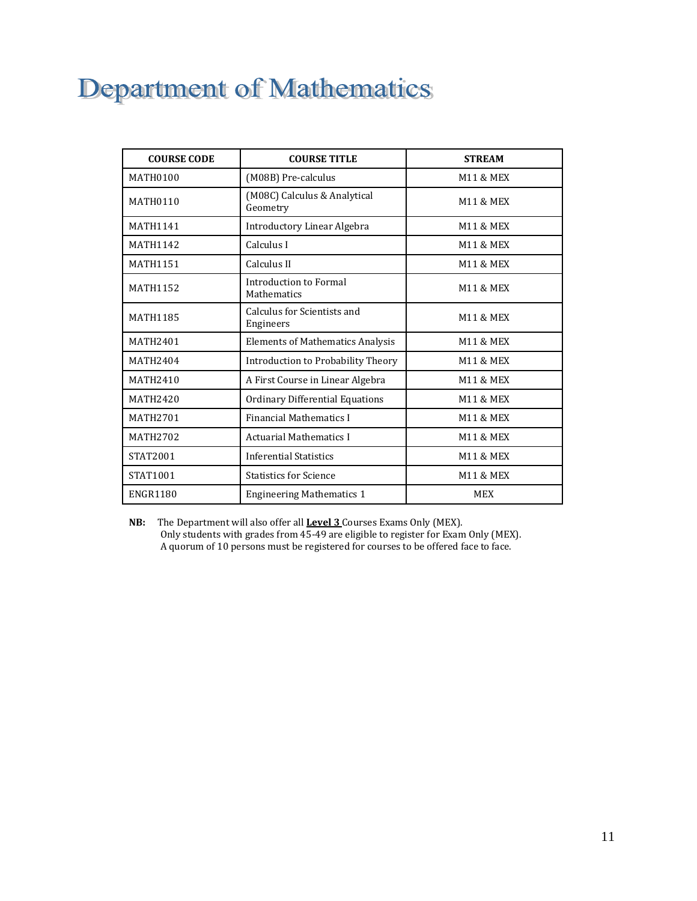# Department of Mathematics

| COURSE CODE | COURSE TITLE | STREAM |
|---|---|---|
| MATH0100 | (M08B) Pre-calculus | M11 & MEX |
| MATH0110 | (M08C) Calculus & Analytical Geometry | M11 & MEX |
| MATH1141 | Introductory Linear Algebra | M11 & MEX |
| MATH1142 | Calculus I | M11 & MEX |
| MATH1151 | Calculus II | M11 & MEX |
| MATH1152 | Introduction to Formal Mathematics | M11 & MEX |
| MATH1185 | Calculus for Scientists and Engineers | M11 & MEX |
| MATH2401 | Elements of Mathematics Analysis | M11 & MEX |
| MATH2404 | Introduction to Probability Theory | M11 & MEX |
| MATH2410 | A First Course in Linear Algebra | M11 & MEX |
| MATH2420 | Ordinary Differential Equations | M11 & MEX |
| MATH2701 | Financial Mathematics I | M11 & MEX |
| MATH2702 | Actuarial Mathematics I | M11 & MEX |
| STAT2001 | Inferential Statistics | M11 & MEX |
| STAT1001 | Statistics for Science | M11 & MEX |
| ENGR1180 | Engineering Mathematics 1 | MEX |

**NB:** The Department will also offer all **Level 3** Courses Exams Only (MEX).
Only students with grades from 45-49 are eligible to register for Exam Only (MEX).
A quorum of 10 persons must be registered for courses to be offered face to face.